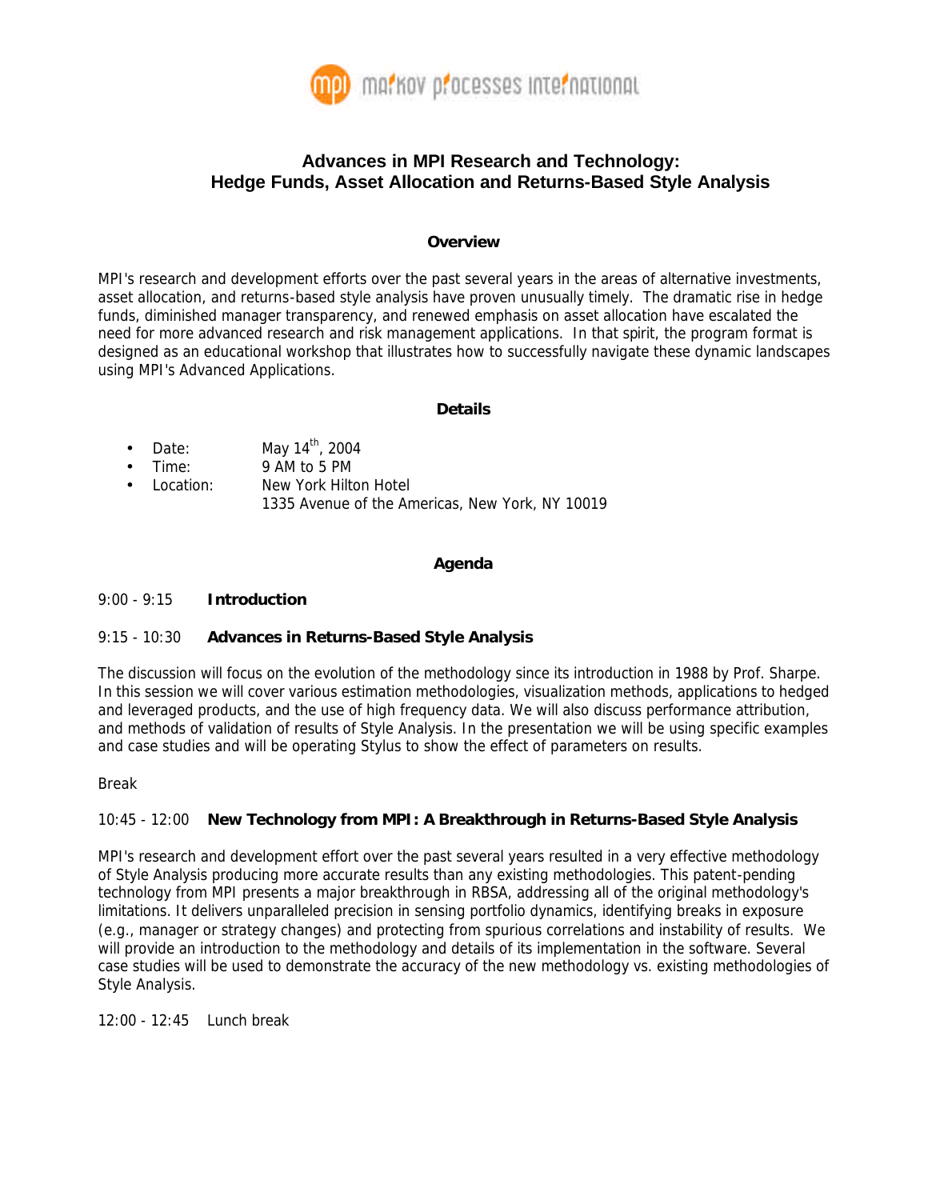# Advances in MPI Research and Technology: Hedge Funds, Asset Allocation and Returns-Based Style Analysis

## Overview

MPI's research and development efforts over the past several years in the areas of alternative investments, asset allocation, and returns-based style analysis have proven unusually timely. The dramatic rise in hedge funds, diminished manager transparency, and renewed emphasis on asset allocation have escalated the need for more advanced research and risk management applications. In that spirit, the program format is designed as an educational workshop that illustrates how to successfully navigate these dynamic landscapes using MPI's Advanced Applications.

## Details

- Date: May 14th, 2004
- Time: 9 AM to 5 PM
- Location: New York Hilton Hotel
  1335 Avenue of the Americas, New York, NY 10019

## Agenda

9:00 - 9:15 **Introduction**

9:15 - 10:30 **Advances in Returns-Based Style Analysis**

The discussion will focus on the evolution of the methodology since its introduction in 1988 by Prof. Sharpe. In this session we will cover various estimation methodologies, visualization methods, applications to hedged and leveraged products, and the use of high frequency data. We will also discuss performance attribution, and methods of validation of results of Style Analysis. In the presentation we will be using specific examples and case studies and will be operating Stylus to show the effect of parameters on results.

Break

10:45 - 12:00 **New Technology from MPI: A Breakthrough in Returns-Based Style Analysis**

MPI's research and development effort over the past several years resulted in a very effective methodology of Style Analysis producing more accurate results than any existing methodologies. This patent-pending technology from MPI presents a major breakthrough in RBSA, addressing all of the original methodology's limitations. It delivers unparalleled precision in sensing portfolio dynamics, identifying breaks in exposure (e.g., manager or strategy changes) and protecting from spurious correlations and instability of results. We will provide an introduction to the methodology and details of its implementation in the software. Several case studies will be used to demonstrate the accuracy of the new methodology vs. existing methodologies of Style Analysis.

12:00 - 12:45 Lunch break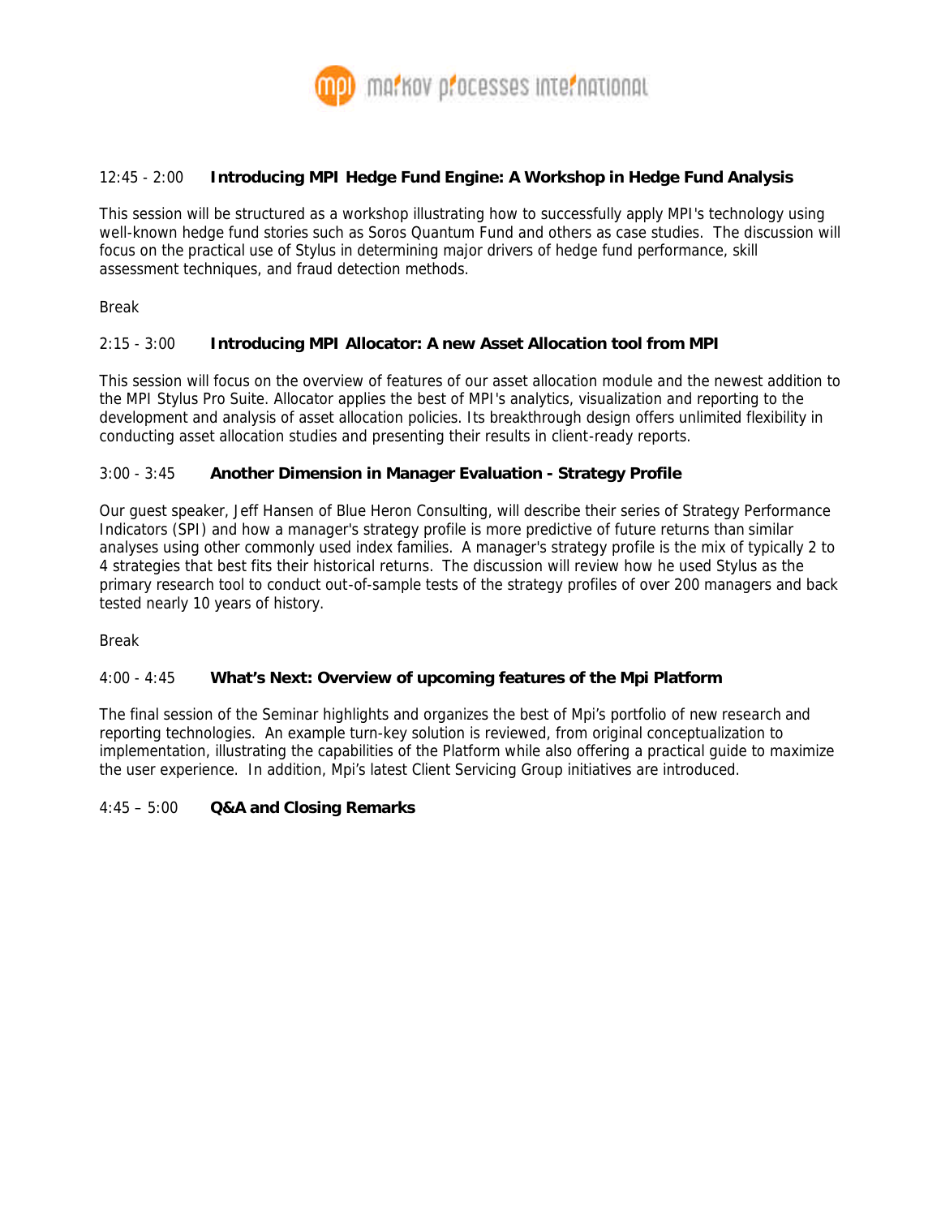**12:45 - 2:00 Introducing MPI Hedge Fund Engine: A Workshop in Hedge Fund Analysis**

This session will be structured as a workshop illustrating how to successfully apply MPI's technology using well-known hedge fund stories such as Soros Quantum Fund and others as case studies. The discussion will focus on the practical use of Stylus in determining major drivers of hedge fund performance, skill assessment techniques, and fraud detection methods.

Break

**2:15 - 3:00 Introducing MPI Allocator: A new Asset Allocation tool from MPI**

This session will focus on the overview of features of our asset allocation module and the newest addition to the MPI Stylus Pro Suite. Allocator applies the best of MPI's analytics, visualization and reporting to the development and analysis of asset allocation policies. Its breakthrough design offers unlimited flexibility in conducting asset allocation studies and presenting their results in client-ready reports.

**3:00 - 3:45 Another Dimension in Manager Evaluation - Strategy Profile**

Our guest speaker, Jeff Hansen of Blue Heron Consulting, will describe their series of Strategy Performance Indicators (SPI) and how a manager's strategy profile is more predictive of future returns than similar analyses using other commonly used index families. A manager's strategy profile is the mix of typically 2 to 4 strategies that best fits their historical returns. The discussion will review how he used Stylus as the primary research tool to conduct out-of-sample tests of the strategy profiles of over 200 managers and back tested nearly 10 years of history.

Break

**4:00 - 4:45 What's Next: Overview of upcoming features of the Mpi Platform**

The final session of the Seminar highlights and organizes the best of Mpi's portfolio of new research and reporting technologies. An example turn-key solution is reviewed, from original conceptualization to implementation, illustrating the capabilities of the Platform while also offering a practical guide to maximize the user experience. In addition, Mpi's latest Client Servicing Group initiatives are introduced.

**4:45 – 5:00 Q&A and Closing Remarks**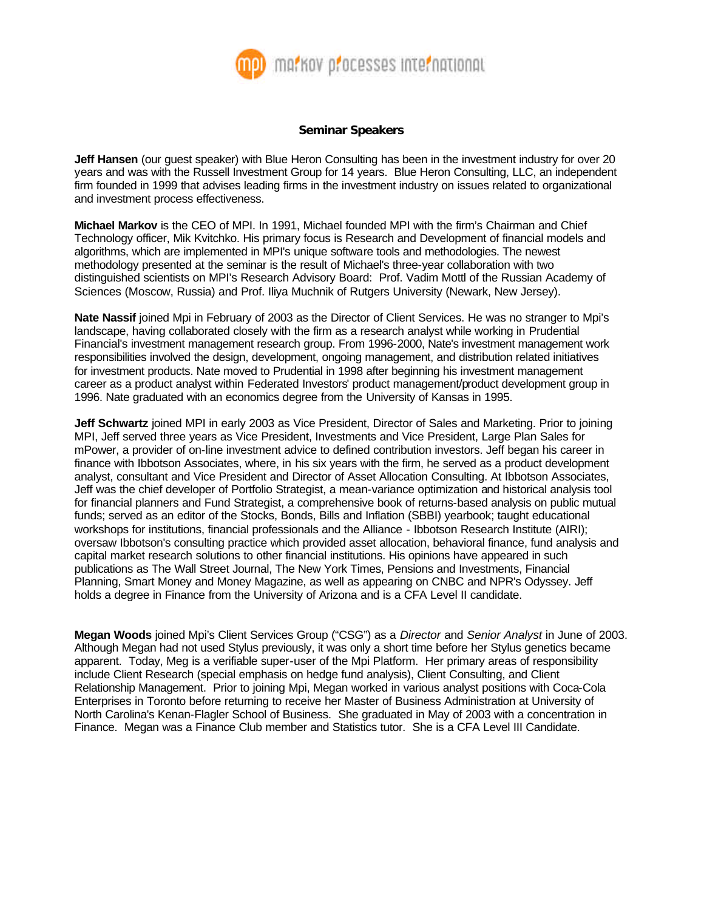## Seminar Speakers

**Jeff Hansen** (our guest speaker) with Blue Heron Consulting has been in the investment industry for over 20 years and was with the Russell Investment Group for 14 years. Blue Heron Consulting, LLC, an independent firm founded in 1999 that advises leading firms in the investment industry on issues related to organizational and investment process effectiveness.

**Michael Markov** is the CEO of MPI. In 1991, Michael founded MPI with the firm's Chairman and Chief Technology officer, Mik Kvitchko. His primary focus is Research and Development of financial models and algorithms, which are implemented in MPI's unique software tools and methodologies. The newest methodology presented at the seminar is the result of Michael's three-year collaboration with two distinguished scientists on MPI's Research Advisory Board: Prof. Vadim Mottl of the Russian Academy of Sciences (Moscow, Russia) and Prof. Iliya Muchnik of Rutgers University (Newark, New Jersey).

**Nate Nassif** joined Mpi in February of 2003 as the Director of Client Services. He was no stranger to Mpi's landscape, having collaborated closely with the firm as a research analyst while working in Prudential Financial's investment management research group. From 1996-2000, Nate's investment management work responsibilities involved the design, development, ongoing management, and distribution related initiatives for investment products. Nate moved to Prudential in 1998 after beginning his investment management career as a product analyst within Federated Investors' product management/product development group in 1996. Nate graduated with an economics degree from the University of Kansas in 1995.

**Jeff Schwartz** joined MPI in early 2003 as Vice President, Director of Sales and Marketing. Prior to joining MPI, Jeff served three years as Vice President, Investments and Vice President, Large Plan Sales for mPower, a provider of on-line investment advice to defined contribution investors. Jeff began his career in finance with Ibbotson Associates, where, in his six years with the firm, he served as a product development analyst, consultant and Vice President and Director of Asset Allocation Consulting. At Ibbotson Associates, Jeff was the chief developer of Portfolio Strategist, a mean-variance optimization and historical analysis tool for financial planners and Fund Strategist, a comprehensive book of returns-based analysis on public mutual funds; served as an editor of the Stocks, Bonds, Bills and Inflation (SBBI) yearbook; taught educational workshops for institutions, financial professionals and the Alliance - Ibbotson Research Institute (AIRI); oversaw Ibbotson's consulting practice which provided asset allocation, behavioral finance, fund analysis and capital market research solutions to other financial institutions. His opinions have appeared in such publications as The Wall Street Journal, The New York Times, Pensions and Investments, Financial Planning, Smart Money and Money Magazine, as well as appearing on CNBC and NPR's Odyssey. Jeff holds a degree in Finance from the University of Arizona and is a CFA Level II candidate.

**Megan Woods** joined Mpi's Client Services Group ("CSG") as a *Director* and *Senior Analyst* in June of 2003. Although Megan had not used Stylus previously, it was only a short time before her Stylus genetics became apparent. Today, Meg is a verifiable super-user of the Mpi Platform. Her primary areas of responsibility include Client Research (special emphasis on hedge fund analysis), Client Consulting, and Client Relationship Management. Prior to joining Mpi, Megan worked in various analyst positions with Coca-Cola Enterprises in Toronto before returning to receive her Master of Business Administration at University of North Carolina's Kenan-Flagler School of Business. She graduated in May of 2003 with a concentration in Finance. Megan was a Finance Club member and Statistics tutor. She is a CFA Level III Candidate.